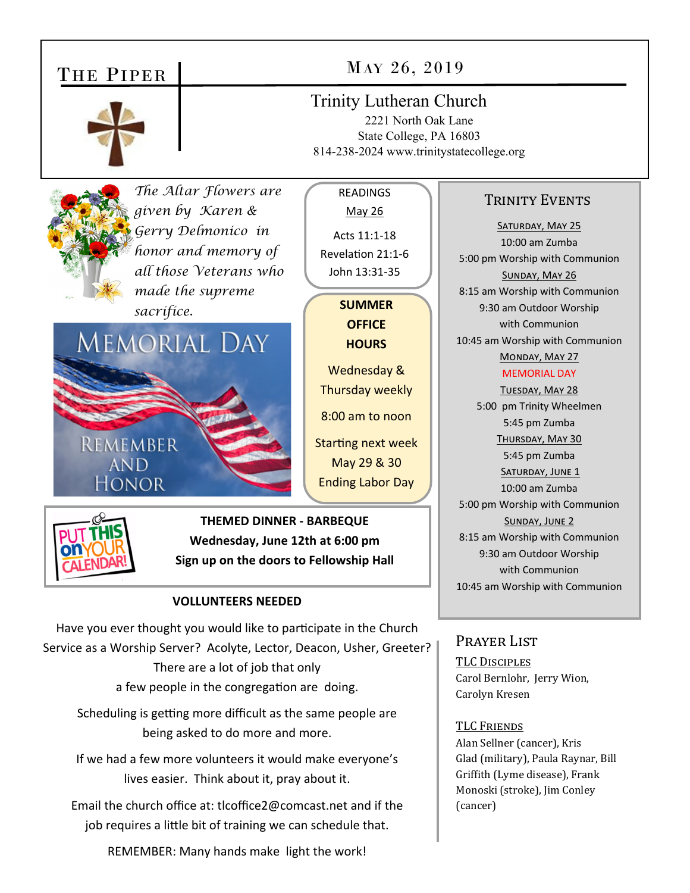# THE PIPER

## MAY 26, 2019

**Trinity Lutheran Church**
2221 North Oak Lane
State College, PA 16803
814-238-2024 www.trinitystatecollege.org

*The Altar Flowers are given by Karen & Gerry Delmonico in honor and memory of all those Veterans who made the supreme sacrifice.*

MEMORIAL DAY

REMEMBER AND HONOR

**READINGS**
May 26

Acts 11:1-18
Revelation 21:1-6
John 13:31-35

**SUMMER OFFICE HOURS**

Wednesday & Thursday weekly

8:00 am to noon

Starting next week May 29 & 30
Ending Labor Day

PUT THIS ON YOUR CALENDAR!

**THEMED DINNER - BARBEQUE**
**Wednesday, June 12th at 6:00 pm**
**Sign up on the doors to Fellowship Hall**

### VOLLUNTEERS NEEDED

Have you ever thought you would like to participate in the Church Service as a Worship Server? Acolyte, Lector, Deacon, Usher, Greeter? There are a lot of job that only a few people in the congregation are doing.

Scheduling is getting more difficult as the same people are being asked to do more and more.

If we had a few more volunteers it would make everyone's lives easier. Think about it, pray about it.

Email the church office at: tlcoffice2@comcast.net and if the job requires a little bit of training we can schedule that.

REMEMBER: Many hands make light the work!

### TRINITY EVENTS

SATURDAY, MAY 25
10:00 am Zumba
5:00 pm Worship with Communion

SUNDAY, MAY 26
8:15 am Worship with Communion
9:30 am Outdoor Worship with Communion
10:45 am Worship with Communion

MONDAY, MAY 27
MEMORIAL DAY

TUESDAY, MAY 28
5:00 pm Trinity Wheelmen
5:45 pm Zumba

THURSDAY, MAY 30
5:45 pm Zumba

SATURDAY, JUNE 1
10:00 am Zumba
5:00 pm Worship with Communion

SUNDAY, JUNE 2
8:15 am Worship with Communion
9:30 am Outdoor Worship with Communion
10:45 am Worship with Communion

### PRAYER LIST

TLC DISCIPLES
Carol Bernlohr, Jerry Wion, Carolyn Kresen

TLC FRIENDS
Alan Sellner (cancer), Kris Glad (military), Paula Raynar, Bill Griffith (Lyme disease), Frank Monoski (stroke), Jim Conley (cancer)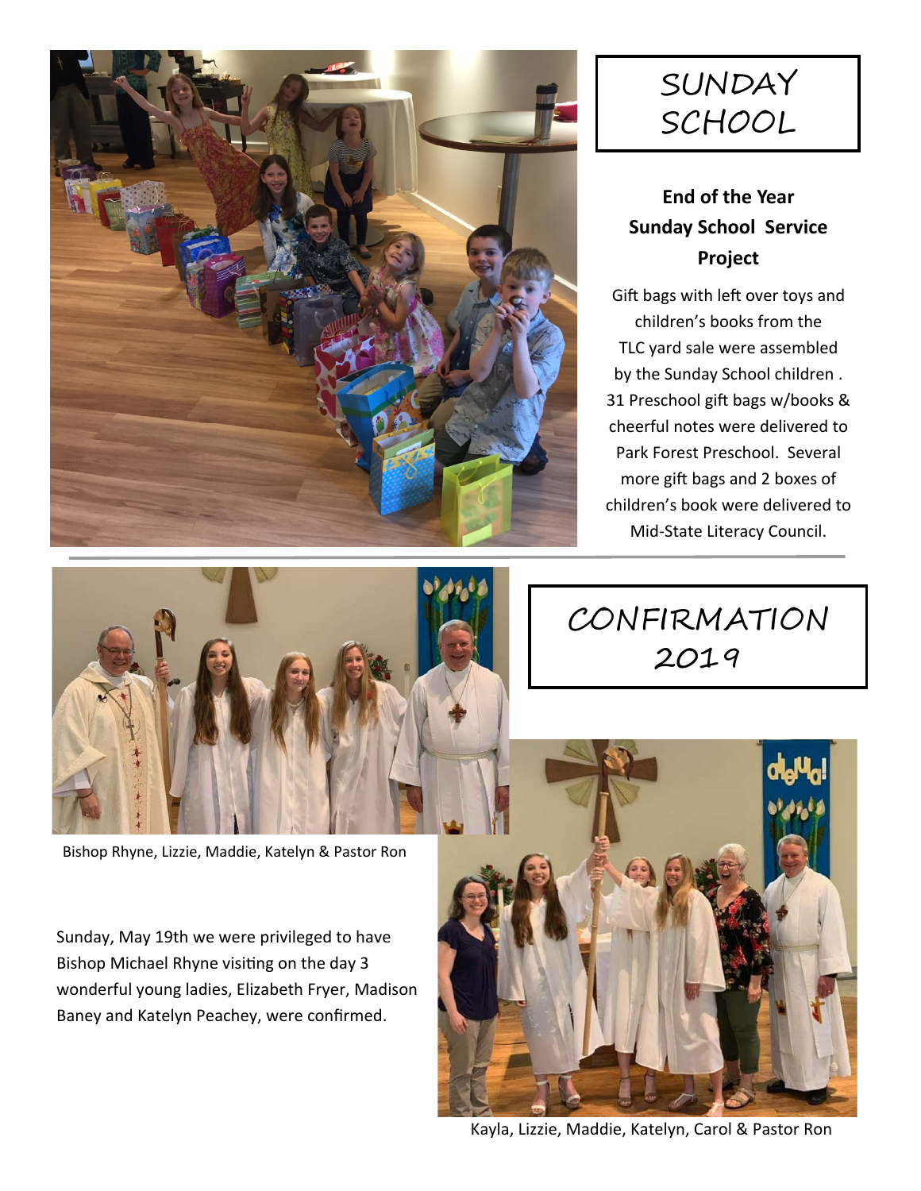# SUNDAY SCHOOL

### End of the Year Sunday School Service Project

Gift bags with left over toys and children's books from the TLC yard sale were assembled by the Sunday School children . 31 Preschool gift bags w/books & cheerful notes were delivered to Park Forest Preschool. Several more gift bags and 2 boxes of children's book were delivered to Mid-State Literacy Council.

# CONFIRMATION 2019

Bishop Rhyne, Lizzie, Maddie, Katelyn & Pastor Ron

Sunday, May 19th we were privileged to have Bishop Michael Rhyne visiting on the day 3 wonderful young ladies, Elizabeth Fryer, Madison Baney and Katelyn Peachey, were confirmed.

Kayla, Lizzie, Maddie, Katelyn, Carol & Pastor Ron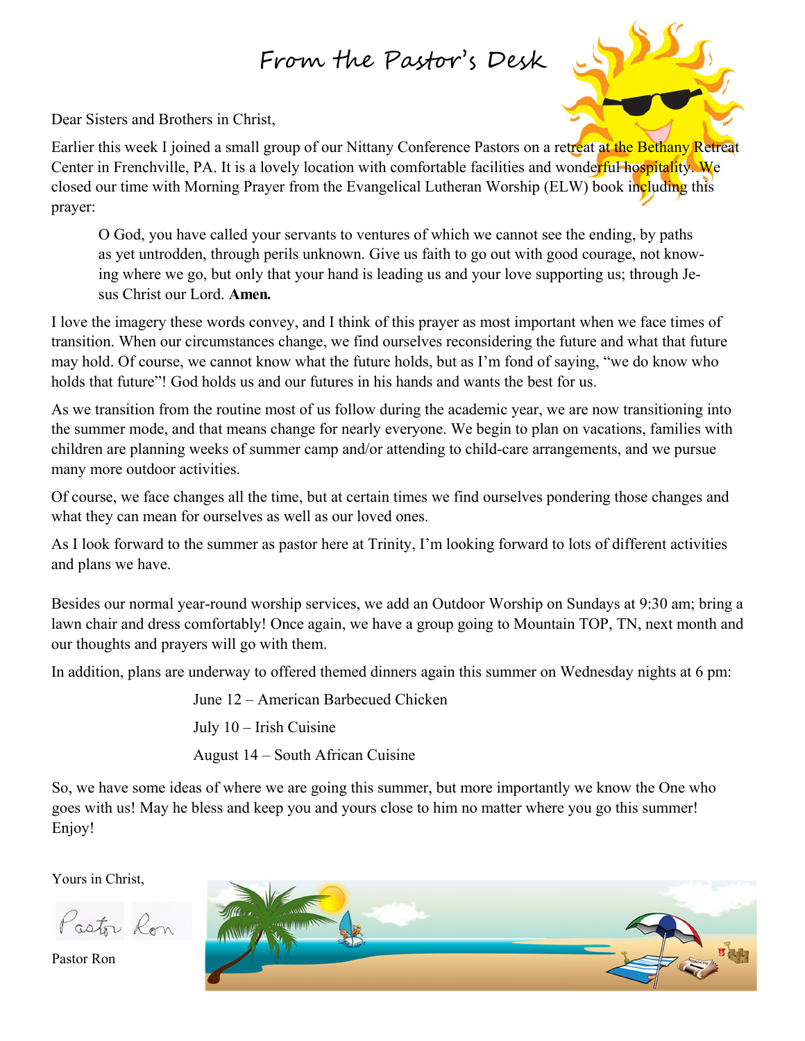# From the Pastor's Desk

Dear Sisters and Brothers in Christ,

Earlier this week I joined a small group of our Nittany Conference Pastors on a retreat at the Bethany Retreat Center in Frenchville, PA. It is a lovely location with comfortable facilities and wonderful hospitality. We closed our time with Morning Prayer from the Evangelical Lutheran Worship (ELW) book including this prayer:

> O God, you have called your servants to ventures of which we cannot see the ending, by paths as yet untrodden, through perils unknown. Give us faith to go out with good courage, not knowing where we go, but only that your hand is leading us and your love supporting us; through Jesus Christ our Lord. **Amen.**

I love the imagery these words convey, and I think of this prayer as most important when we face times of transition. When our circumstances change, we find ourselves reconsidering the future and what that future may hold. Of course, we cannot know what the future holds, but as I'm fond of saying, "we do know who holds that future"! God holds us and our futures in his hands and wants the best for us.

As we transition from the routine most of us follow during the academic year, we are now transitioning into the summer mode, and that means change for nearly everyone. We begin to plan on vacations, families with children are planning weeks of summer camp and/or attending to child-care arrangements, and we pursue many more outdoor activities.

Of course, we face changes all the time, but at certain times we find ourselves pondering those changes and what they can mean for ourselves as well as our loved ones.

As I look forward to the summer as pastor here at Trinity, I'm looking forward to lots of different activities and plans we have.

Besides our normal year-round worship services, we add an Outdoor Worship on Sundays at 9:30 am; bring a lawn chair and dress comfortably! Once again, we have a group going to Mountain TOP, TN, next month and our thoughts and prayers will go with them.

In addition, plans are underway to offered themed dinners again this summer on Wednesday nights at 6 pm:

June 12 – American Barbecued Chicken

July 10 – Irish Cuisine

August 14 – South African Cuisine

So, we have some ideas of where we are going this summer, but more importantly we know the One who goes with us! May he bless and keep you and yours close to him no matter where you go this summer! Enjoy!

Yours in Christ,

Pastor Ron

Pastor Ron